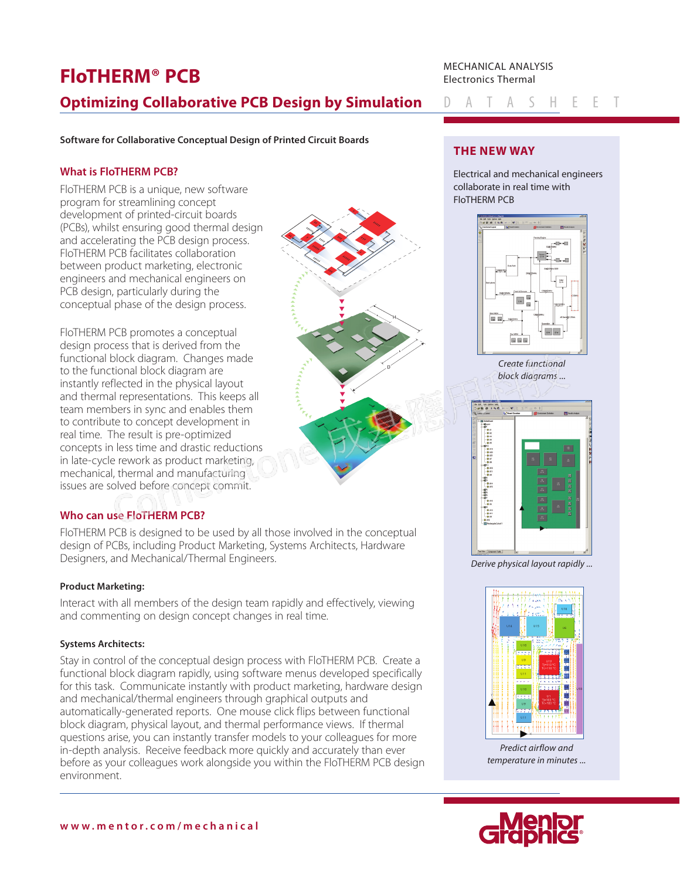# FloTHERM® PCB

## Optimizing Collaborative PCB Design by Simulation

MECHANICAL ANALYSIS
Electronics Thermal

D A T A S H E E T

**Software for Collaborative Conceptual Design of Printed Circuit Boards**

### What is FloTHERM PCB?

FloTHERM PCB is a unique, new software program for streamlining concept development of printed-circuit boards (PCBs), whilst ensuring good thermal design and accelerating the PCB design process. FloTHERM PCB facilitates collaboration between product marketing, electronic engineers and mechanical engineers on PCB design, particularly during the conceptual phase of the design process.

FloTHERM PCB promotes a conceptual design process that is derived from the functional block diagram. Changes made to the functional block diagram are instantly reflected in the physical layout and thermal representations. This keeps all team members in sync and enables them to contribute to concept development in real time. The result is pre-optimized concepts in less time and drastic reductions in late-cycle rework as product marketing, mechanical, thermal and manufacturing issues are solved before concept commit.

### Who can use FloTHERM PCB?

FloTHERM PCB is designed to be used by all those involved in the conceptual design of PCBs, including Product Marketing, Systems Architects, Hardware Designers, and Mechanical/Thermal Engineers.

#### Product Marketing:

Interact with all members of the design team rapidly and effectively, viewing and commenting on design concept changes in real time.

#### Systems Architects:

Stay in control of the conceptual design process with FloTHERM PCB. Create a functional block diagram rapidly, using software menus developed specifically for this task. Communicate instantly with product marketing, hardware design and mechanical/thermal engineers through graphical outputs and automatically-generated reports. One mouse click flips between functional block diagram, physical layout, and thermal performance views. If thermal questions arise, you can instantly transfer models to your colleagues for more in-depth analysis. Receive feedback more quickly and accurately than ever before as your colleagues work alongside you within the FloTHERM PCB design environment.

### THE NEW WAY

Electrical and mechanical engineers collaborate in real time with FloTHERM PCB

*Create functional block diagrams ...*

*Derive physical layout rapidly ...*

*Predict airflow and temperature in minutes ...*

www.mentor.com/mechanical

Mentor Graphics®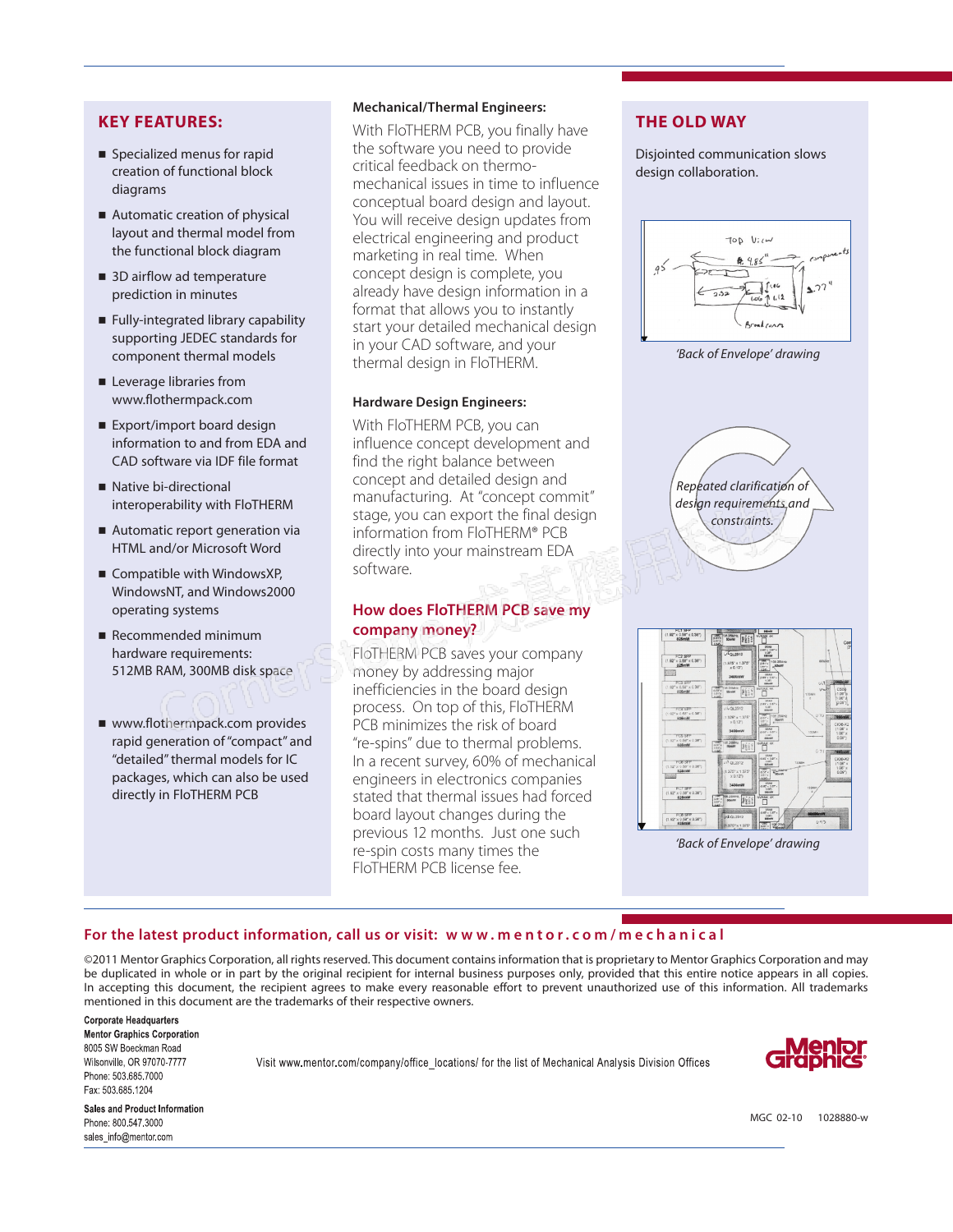## KEY FEATURES:

- Specialized menus for rapid creation of functional block diagrams
- Automatic creation of physical layout and thermal model from the functional block diagram
- 3D airflow ad temperature prediction in minutes
- Fully-integrated library capability supporting JEDEC standards for component thermal models
- Leverage libraries from www.flothermpack.com
- Export/import board design information to and from EDA and CAD software via IDF file format
- Native bi-directional interoperability with FloTHERM
- Automatic report generation via HTML and/or Microsoft Word
- Compatible with WindowsXP, WindowsNT, and Windows2000 operating systems
- Recommended minimum hardware requirements: 512MB RAM, 300MB disk space
- www.flothermpack.com provides rapid generation of "compact" and "detailed" thermal models for IC packages, which can also be used directly in FloTHERM PCB

**Mechanical/Thermal Engineers:**

With FloTHERM PCB, you finally have the software you need to provide critical feedback on thermo-mechanical issues in time to influence conceptual board design and layout. You will receive design updates from electrical engineering and product marketing in real time. When concept design is complete, you already have design information in a format that allows you to instantly start your detailed mechanical design in your CAD software, and your thermal design in FloTHERM.

**Hardware Design Engineers:**

With FloTHERM PCB, you can influence concept development and find the right balance between concept and detailed design and manufacturing. At "concept commit" stage, you can export the final design information from FloTHERM® PCB directly into your mainstream EDA software.

### How does FloTHERM PCB save my company money?

FloTHERM PCB saves your company money by addressing major inefficiencies in the board design process. On top of this, FloTHERM PCB minimizes the risk of board "re-spins" due to thermal problems. In a recent survey, 60% of mechanical engineers in electronics companies stated that thermal issues had forced board layout changes during the previous 12 months. Just one such re-spin costs many times the FloTHERM PCB license fee.

## THE OLD WAY

Disjointed communication slows design collaboration.

*'Back of Envelope' drawing*

*Repeated clarification of design requirements and constraints.*

*'Back of Envelope' drawing*

**For the latest product information, call us or visit: www.mentor.com/mechanical**

©2011 Mentor Graphics Corporation, all rights reserved. This document contains information that is proprietary to Mentor Graphics Corporation and may be duplicated in whole or in part by the original recipient for internal business purposes only, provided that this entire notice appears in all copies. In accepting this document, the recipient agrees to make every reasonable effort to prevent unauthorized use of this information. All trademarks mentioned in this document are the trademarks of their respective owners.

**Corporate Headquarters**
**Mentor Graphics Corporation**
8005 SW Boeckman Road
Wilsonville, OR 97070-7777
Phone: 503.685.7000
Fax: 503.685.1204

**Sales and Product Information**
Phone: 800.547.3000
sales_info@mentor.com

Visit www.mentor.com/company/office_locations/ for the list of Mechanical Analysis Division Offices

Mentor Graphics®

MGC 02-10 1028880-w